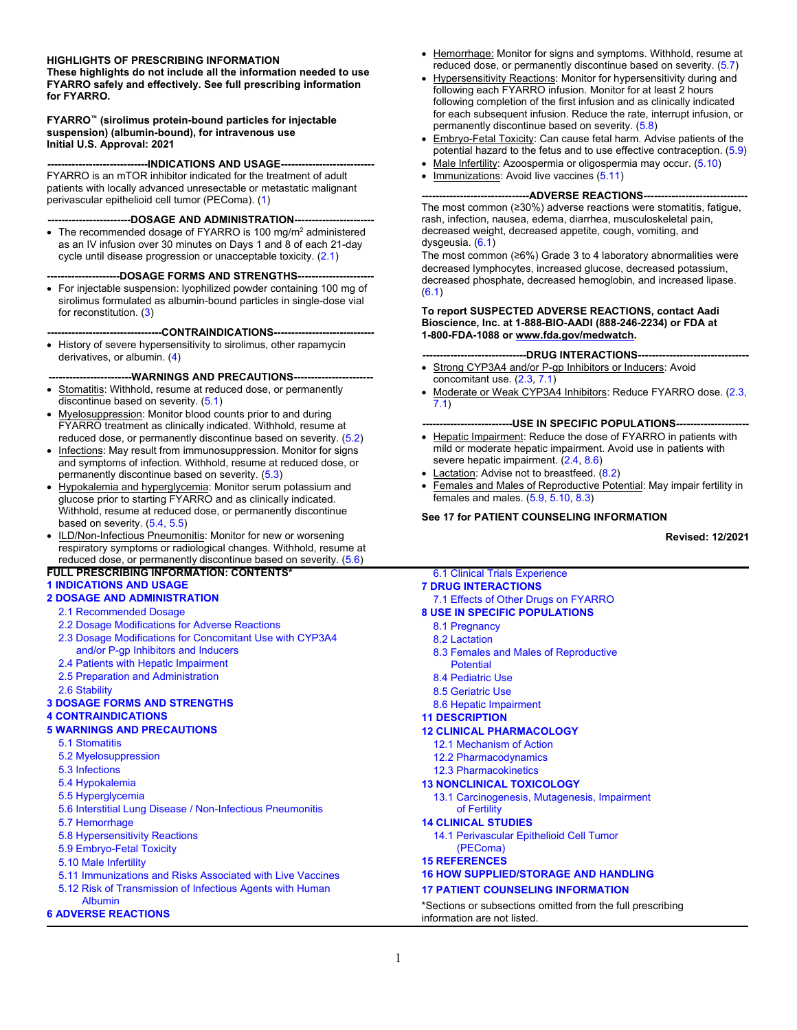**HIGHLIGHTS OF PRESCRIBING INFORMATION**
**These highlights do not include all the information needed to use FYARRO safely and effectively. See full prescribing information for FYARRO.**

**FYARRO™ (sirolimus protein-bound particles for injectable suspension) (albumin-bound), for intravenous use**
**Initial U.S. Approval: 2021**

**----------------------------INDICATIONS AND USAGE---------------------------**

FYARRO is an mTOR inhibitor indicated for the treatment of adult patients with locally advanced unresectable or metastatic malignant perivascular epithelioid cell tumor (PEComa). (1)

**-----------------------DOSAGE AND ADMINISTRATION----------------------**

- The recommended dosage of FYARRO is 100 mg/m$^2$ administered as an IV infusion over 30 minutes on Days 1 and 8 of each 21-day cycle until disease progression or unacceptable toxicity. (2.1)

**---------------------DOSAGE FORMS AND STRENGTHS---------------------**

- For injectable suspension: lyophilized powder containing 100 mg of sirolimus formulated as albumin-bound particles in single-dose vial for reconstitution. (3)

**--------------------------------CONTRAINDICATIONS-----------------------------**

- History of severe hypersensitivity to sirolimus, other rapamycin derivatives, or albumin. (4)

**-----------------------WARNINGS AND PRECAUTIONS----------------------**

- Stomatitis: Withhold, resume at reduced dose, or permanently discontinue based on severity. (5.1)
- Myelosuppression: Monitor blood counts prior to and during FYARRO treatment as clinically indicated. Withhold, resume at reduced dose, or permanently discontinue based on severity. (5.2)
- Infections: May result from immunosuppression. Monitor for signs and symptoms of infection. Withhold, resume at reduced dose, or permanently discontinue based on severity. (5.3)
- Hypokalemia and hyperglycemia: Monitor serum potassium and glucose prior to starting FYARRO and as clinically indicated. Withhold, resume at reduced dose, or permanently discontinue based on severity. (5.4, 5.5)
- ILD/Non-Infectious Pneumonitis: Monitor for new or worsening respiratory symptoms or radiological changes. Withhold, resume at reduced dose, or permanently discontinue based on severity. (5.6)
- Hemorrhage: Monitor for signs and symptoms. Withhold, resume at reduced dose, or permanently discontinue based on severity. (5.7)
- Hypersensitivity Reactions: Monitor for hypersensitivity during and following each FYARRO infusion. Monitor for at least 2 hours following completion of the first infusion and as clinically indicated for each subsequent infusion. Reduce the rate, interrupt infusion, or permanently discontinue based on severity. (5.8)
- Embryo-Fetal Toxicity: Can cause fetal harm. Advise patients of the potential hazard to the fetus and to use effective contraception. (5.9)
- Male Infertility: Azoospermia or oligospermia may occur. (5.10)
- Immunizations: Avoid live vaccines (5.11)

**-------------------------------ADVERSE REACTIONS------------------------------**

The most common (≥30%) adverse reactions were stomatitis, fatigue, rash, infection, nausea, edema, diarrhea, musculoskeletal pain, decreased weight, decreased appetite, cough, vomiting, and dysgeusia. (6.1)

The most common (≥6%) Grade 3 to 4 laboratory abnormalities were decreased lymphocytes, increased glucose, decreased potassium, decreased phosphate, decreased hemoglobin, and increased lipase. (6.1)

**To report SUSPECTED ADVERSE REACTIONS, contact Aadi Bioscience, Inc. at 1-888-BIO-AADI (888-246-2234) or FDA at 1-800-FDA-1088 or www.fda.gov/medwatch.**

**------------------------------DRUG INTERACTIONS-------------------------------**

- Strong CYP3A4 and/or P-gp Inhibitors or Inducers: Avoid concomitant use. (2.3, 7.1)
- Moderate or Weak CYP3A4 Inhibitors: Reduce FYARRO dose. (2.3, 7.1)

**-------------------------USE IN SPECIFIC POPULATIONS--------------------**

- Hepatic Impairment: Reduce the dose of FYARRO in patients with mild or moderate hepatic impairment. Avoid use in patients with severe hepatic impairment. (2.4, 8.6)
- Lactation: Advise not to breastfeed. (8.2)
- Females and Males of Reproductive Potential: May impair fertility in females and males. (5.9, 5.10, 8.3)

**See 17 for PATIENT COUNSELING INFORMATION**

**Revised: 12/2021**

---

**FULL PRESCRIBING INFORMATION: CONTENTS***

**1 INDICATIONS AND USAGE**
**2 DOSAGE AND ADMINISTRATION**
- 2.1 Recommended Dosage
- 2.2 Dosage Modifications for Adverse Reactions
- 2.3 Dosage Modifications for Concomitant Use with CYP3A4 and/or P-gp Inhibitors and Inducers
- 2.4 Patients with Hepatic Impairment
- 2.5 Preparation and Administration
- 2.6 Stability

**3 DOSAGE FORMS AND STRENGTHS**
**4 CONTRAINDICATIONS**
**5 WARNINGS AND PRECAUTIONS**
- 5.1 Stomatitis
- 5.2 Myelosuppression
- 5.3 Infections
- 5.4 Hypokalemia
- 5.5 Hyperglycemia
- 5.6 Interstitial Lung Disease / Non-Infectious Pneumonitis
- 5.7 Hemorrhage
- 5.8 Hypersensitivity Reactions
- 5.9 Embryo-Fetal Toxicity
- 5.10 Male Infertility
- 5.11 Immunizations and Risks Associated with Live Vaccines
- 5.12 Risk of Transmission of Infectious Agents with Human Albumin

**6 ADVERSE REACTIONS**
- 6.1 Clinical Trials Experience

**7 DRUG INTERACTIONS**
- 7.1 Effects of Other Drugs on FYARRO

**8 USE IN SPECIFIC POPULATIONS**
- 8.1 Pregnancy
- 8.2 Lactation
- 8.3 Females and Males of Reproductive Potential
- 8.4 Pediatric Use
- 8.5 Geriatric Use
- 8.6 Hepatic Impairment

**11 DESCRIPTION**
**12 CLINICAL PHARMACOLOGY**
- 12.1 Mechanism of Action
- 12.2 Pharmacodynamics
- 12.3 Pharmacokinetics

**13 NONCLINICAL TOXICOLOGY**
- 13.1 Carcinogenesis, Mutagenesis, Impairment of Fertility

**14 CLINICAL STUDIES**
- 14.1 Perivascular Epithelioid Cell Tumor (PEComa)

**15 REFERENCES**
**16 HOW SUPPLIED/STORAGE AND HANDLING**
**17 PATIENT COUNSELING INFORMATION**

*Sections or subsections omitted from the full prescribing information are not listed.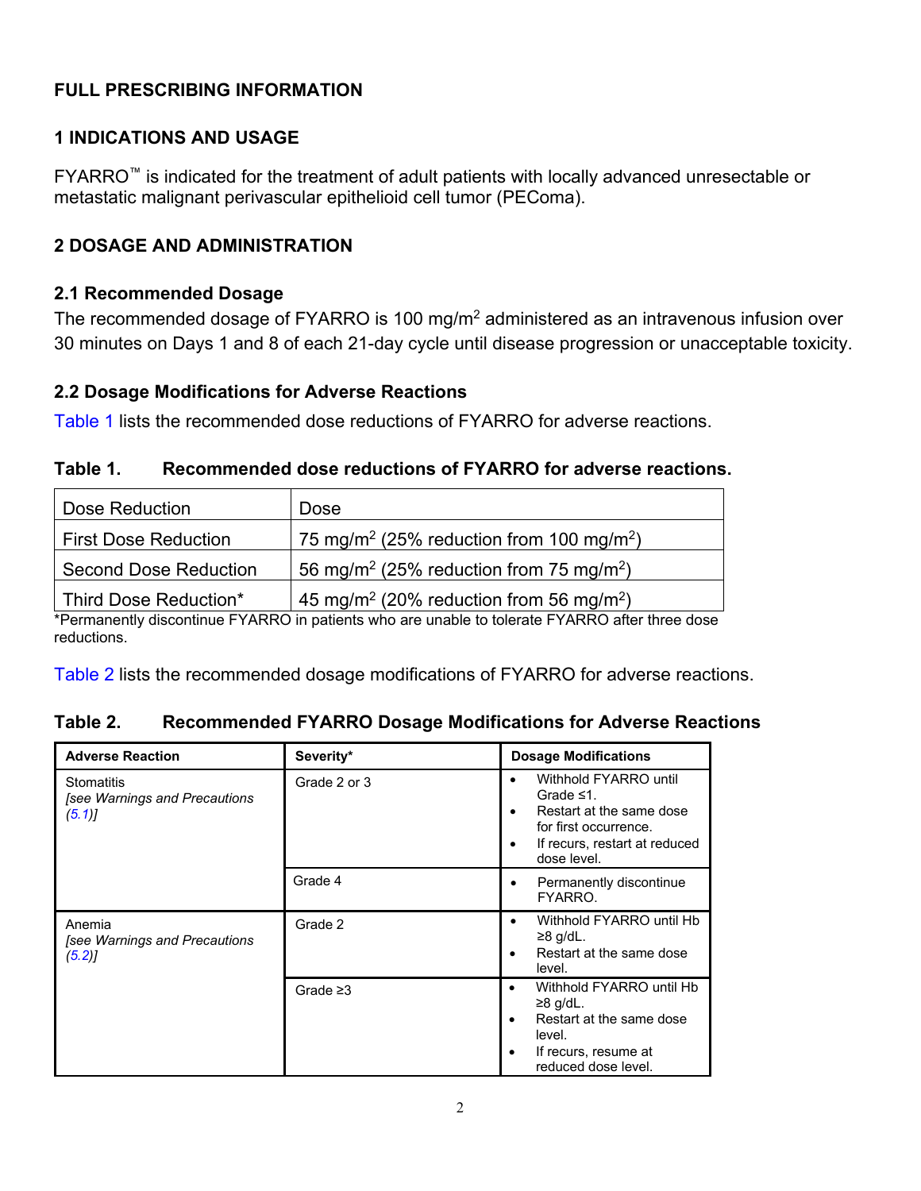# FULL PRESCRIBING INFORMATION

## 1 INDICATIONS AND USAGE

FYARRO™ is indicated for the treatment of adult patients with locally advanced unresectable or metastatic malignant perivascular epithelioid cell tumor (PEComa).

## 2 DOSAGE AND ADMINISTRATION

### 2.1 Recommended Dosage

The recommended dosage of FYARRO is 100 mg/$m^2$ administered as an intravenous infusion over 30 minutes on Days 1 and 8 of each 21-day cycle until disease progression or unacceptable toxicity.

### 2.2 Dosage Modifications for Adverse Reactions

Table 1 lists the recommended dose reductions of FYARRO for adverse reactions.

**Table 1. Recommended dose reductions of FYARRO for adverse reactions.**

| Dose Reduction | Dose |
|---|---|
| First Dose Reduction | 75 mg/$m^2$ (25% reduction from 100 mg/$m^2$) |
| Second Dose Reduction | 56 mg/$m^2$ (25% reduction from 75 mg/$m^2$) |
| Third Dose Reduction* | 45 mg/$m^2$ (20% reduction from 56 mg/$m^2$) |

*Permanently discontinue FYARRO in patients who are unable to tolerate FYARRO after three dose reductions.

Table 2 lists the recommended dosage modifications of FYARRO for adverse reactions.

**Table 2. Recommended FYARRO Dosage Modifications for Adverse Reactions**

| Adverse Reaction | Severity* | Dosage Modifications |
|---|---|---|
| Stomatitis *[see Warnings and Precautions (5.1)]* | Grade 2 or 3 | • Withhold FYARRO until Grade ≤1.<br>• Restart at the same dose for first occurrence.<br>• If recurs, restart at reduced dose level. |
| | Grade 4 | • Permanently discontinue FYARRO. |
| Anemia *[see Warnings and Precautions (5.2)]* | Grade 2 | • Withhold FYARRO until Hb ≥8 g/dL.<br>• Restart at the same dose level. |
| | Grade ≥3 | • Withhold FYARRO until Hb ≥8 g/dL.<br>• Restart at the same dose level.<br>• If recurs, resume at reduced dose level. |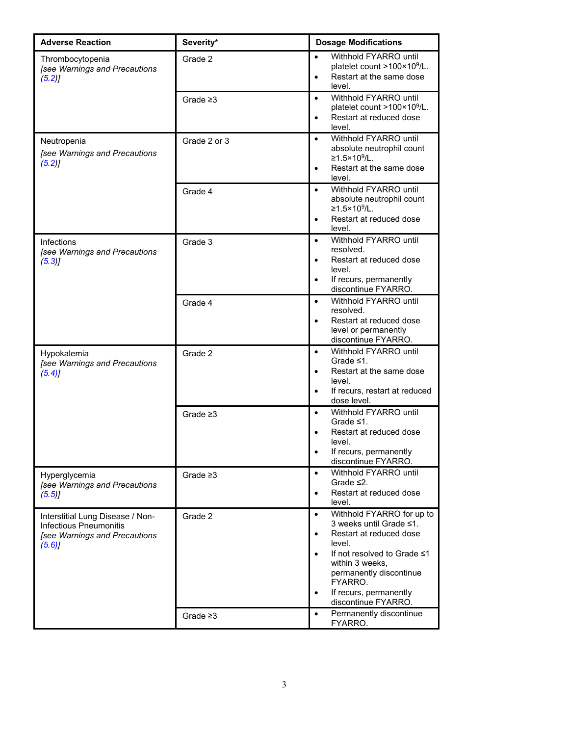| Adverse Reaction | Severity* | Dosage Modifications |
|---|---|---|
| Thrombocytopenia *[see Warnings and Precautions (5.2)]* | Grade 2 | • Withhold FYARRO until platelet count $>100\times10^9$/L. • Restart at the same dose level. |
| | Grade ≥3 | • Withhold FYARRO until platelet count $>100\times10^9$/L. • Restart at reduced dose level. |
| Neutropenia *[see Warnings and Precautions (5.2)]* | Grade 2 or 3 | • Withhold FYARRO until absolute neutrophil count $\geq1.5\times10^9$/L. • Restart at the same dose level. |
| | Grade 4 | • Withhold FYARRO until absolute neutrophil count $\geq1.5\times10^9$/L. • Restart at reduced dose level. |
| Infections *[see Warnings and Precautions (5.3)]* | Grade 3 | • Withhold FYARRO until resolved. • Restart at reduced dose level. • If recurs, permanently discontinue FYARRO. |
| | Grade 4 | • Withhold FYARRO until resolved. • Restart at reduced dose level or permanently discontinue FYARRO. |
| Hypokalemia *[see Warnings and Precautions (5.4)]* | Grade 2 | • Withhold FYARRO until Grade ≤1. • Restart at the same dose level. • If recurs, restart at reduced dose level. |
| | Grade ≥3 | • Withhold FYARRO until Grade ≤1. • Restart at reduced dose level. • If recurs, permanently discontinue FYARRO. |
| Hyperglycemia *[see Warnings and Precautions (5.5)]* | Grade ≥3 | • Withhold FYARRO until Grade ≤2. • Restart at reduced dose level. |
| Interstitial Lung Disease / Non-Infectious Pneumonitis *[see Warnings and Precautions (5.6)]* | Grade 2 | • Withhold FYARRO for up to 3 weeks until Grade ≤1. • Restart at reduced dose level. • If not resolved to Grade ≤1 within 3 weeks, permanently discontinue FYARRO. • If recurs, permanently discontinue FYARRO. |
| | Grade ≥3 | • Permanently discontinue FYARRO. |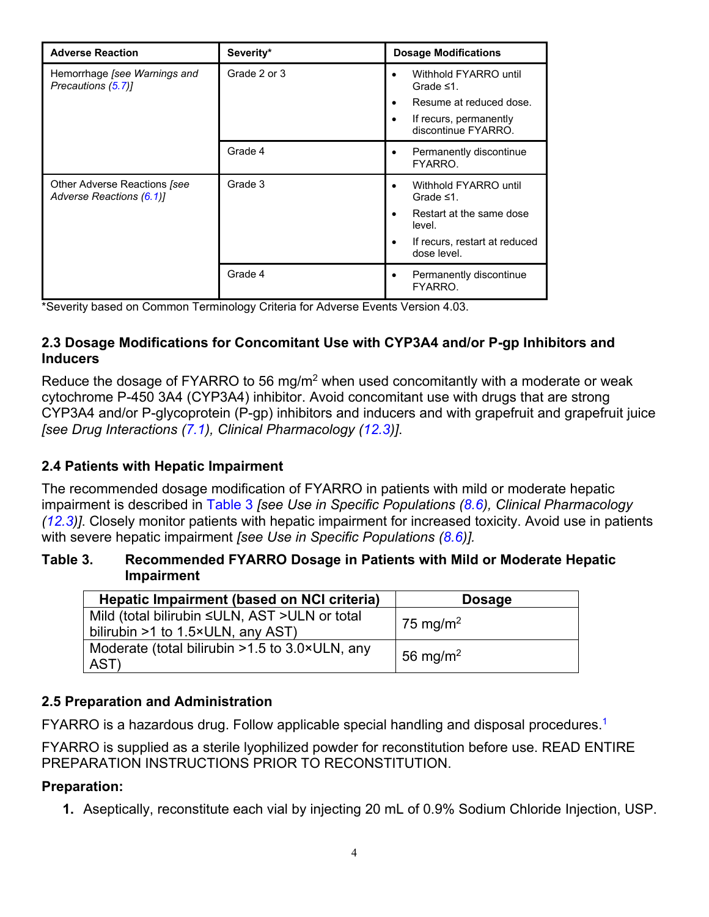| Adverse Reaction | Severity* | Dosage Modifications |
|---|---|---|
| Hemorrhage *[see Warnings and Precautions (5.7)]* | Grade 2 or 3 | • Withhold FYARRO until Grade ≤1. • Resume at reduced dose. • If recurs, permanently discontinue FYARRO. |
| | Grade 4 | • Permanently discontinue FYARRO. |
| Other Adverse Reactions *[see Adverse Reactions (6.1)]* | Grade 3 | • Withhold FYARRO until Grade ≤1. • Restart at the same dose level. • If recurs, restart at reduced dose level. |
| | Grade 4 | • Permanently discontinue FYARRO. |

*Severity based on Common Terminology Criteria for Adverse Events Version 4.03.

### 2.3 Dosage Modifications for Concomitant Use with CYP3A4 and/or P-gp Inhibitors and Inducers

Reduce the dosage of FYARRO to 56 mg/m$^2$ when used concomitantly with a moderate or weak cytochrome P-450 3A4 (CYP3A4) inhibitor. Avoid concomitant use with drugs that are strong CYP3A4 and/or P-glycoprotein (P-gp) inhibitors and inducers and with grapefruit and grapefruit juice *[see Drug Interactions (7.1), Clinical Pharmacology (12.3)]*.

### 2.4 Patients with Hepatic Impairment

The recommended dosage modification of FYARRO in patients with mild or moderate hepatic impairment is described in Table 3 *[see Use in Specific Populations (8.6), Clinical Pharmacology (12.3)]*. Closely monitor patients with hepatic impairment for increased toxicity. Avoid use in patients with severe hepatic impairment *[see Use in Specific Populations (8.6)]*.

**Table 3. Recommended FYARRO Dosage in Patients with Mild or Moderate Hepatic Impairment**

| Hepatic Impairment (based on NCI criteria) | Dosage |
|---|---|
| Mild (total bilirubin ≤ULN, AST >ULN or total bilirubin >1 to 1.5×ULN, any AST) | 75 mg/m$^2$ |
| Moderate (total bilirubin >1.5 to 3.0×ULN, any AST) | 56 mg/m$^2$ |

### 2.5 Preparation and Administration

FYARRO is a hazardous drug. Follow applicable special handling and disposal procedures.[1]

FYARRO is supplied as a sterile lyophilized powder for reconstitution before use. READ ENTIRE PREPARATION INSTRUCTIONS PRIOR TO RECONSTITUTION.

**Preparation:**

1. Aseptically, reconstitute each vial by injecting 20 mL of 0.9% Sodium Chloride Injection, USP.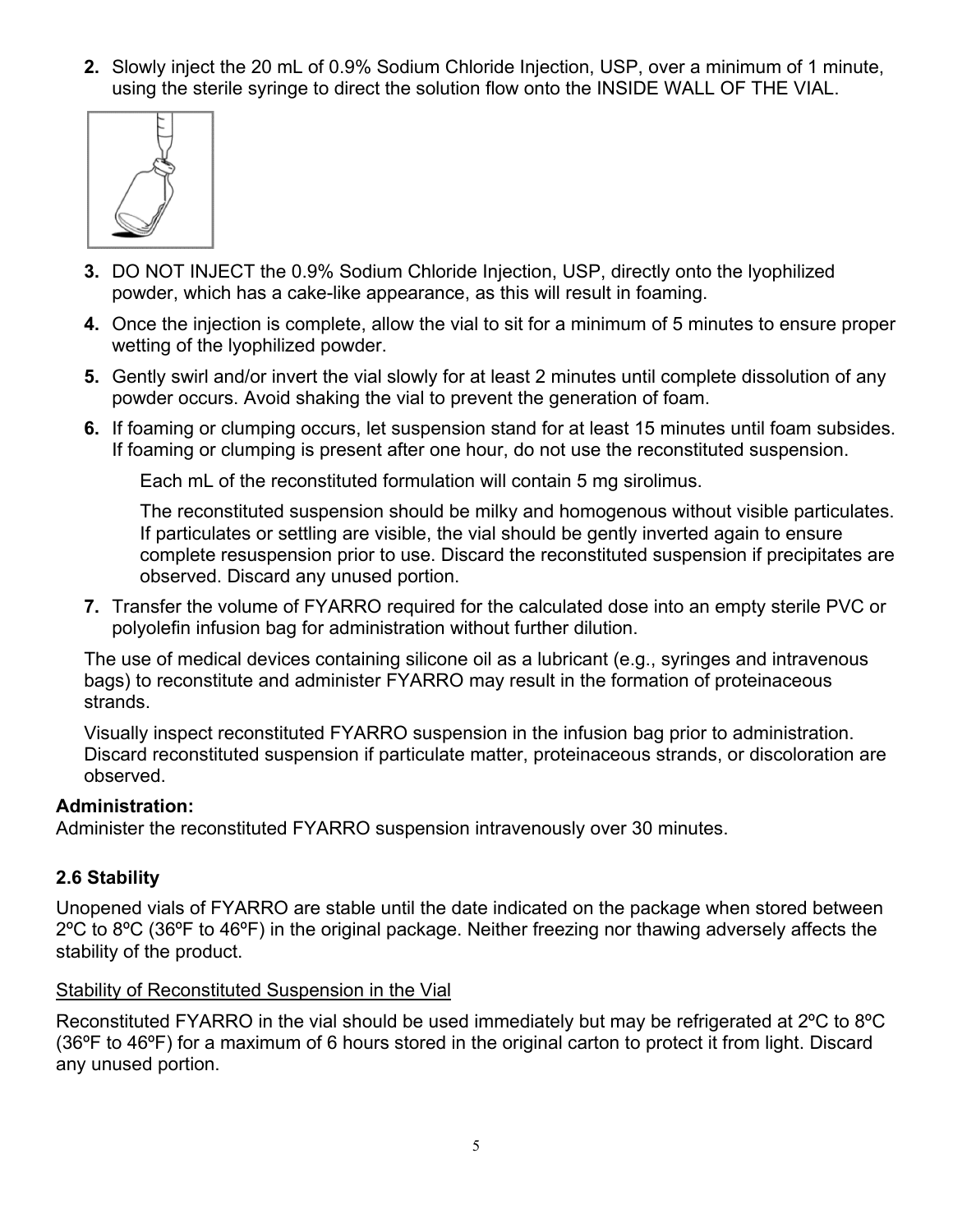2. Slowly inject the 20 mL of 0.9% Sodium Chloride Injection, USP, over a minimum of 1 minute, using the sterile syringe to direct the solution flow onto the INSIDE WALL OF THE VIAL.

3. DO NOT INJECT the 0.9% Sodium Chloride Injection, USP, directly onto the lyophilized powder, which has a cake-like appearance, as this will result in foaming.

4. Once the injection is complete, allow the vial to sit for a minimum of 5 minutes to ensure proper wetting of the lyophilized powder.

5. Gently swirl and/or invert the vial slowly for at least 2 minutes until complete dissolution of any powder occurs. Avoid shaking the vial to prevent the generation of foam.

6. If foaming or clumping occurs, let suspension stand for at least 15 minutes until foam subsides. If foaming or clumping is present after one hour, do not use the reconstituted suspension.

   Each mL of the reconstituted formulation will contain 5 mg sirolimus.

   The reconstituted suspension should be milky and homogenous without visible particulates. If particulates or settling are visible, the vial should be gently inverted again to ensure complete resuspension prior to use. Discard the reconstituted suspension if precipitates are observed. Discard any unused portion.

7. Transfer the volume of FYARRO required for the calculated dose into an empty sterile PVC or polyolefin infusion bag for administration without further dilution.

The use of medical devices containing silicone oil as a lubricant (e.g., syringes and intravenous bags) to reconstitute and administer FYARRO may result in the formation of proteinaceous strands.

Visually inspect reconstituted FYARRO suspension in the infusion bag prior to administration. Discard reconstituted suspension if particulate matter, proteinaceous strands, or discoloration are observed.

**Administration:**
Administer the reconstituted FYARRO suspension intravenously over 30 minutes.

### 2.6 Stability

Unopened vials of FYARRO are stable until the date indicated on the package when stored between 2ºC to 8ºC (36ºF to 46ºF) in the original package. Neither freezing nor thawing adversely affects the stability of the product.

Stability of Reconstituted Suspension in the Vial

Reconstituted FYARRO in the vial should be used immediately but may be refrigerated at 2ºC to 8ºC (36ºF to 46ºF) for a maximum of 6 hours stored in the original carton to protect it from light. Discard any unused portion.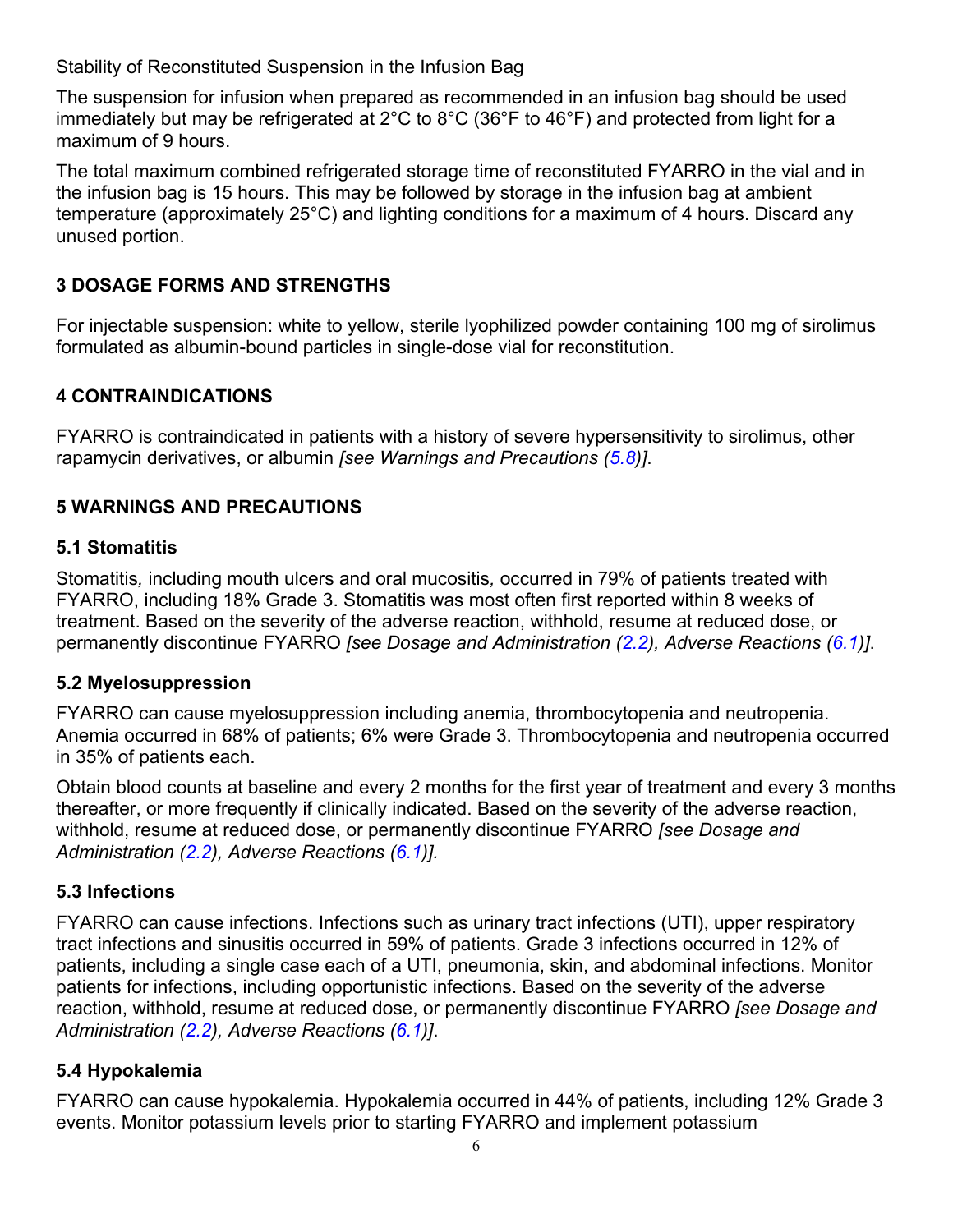Stability of Reconstituted Suspension in the Infusion Bag

The suspension for infusion when prepared as recommended in an infusion bag should be used immediately but may be refrigerated at 2°C to 8°C (36°F to 46°F) and protected from light for a maximum of 9 hours.

The total maximum combined refrigerated storage time of reconstituted FYARRO in the vial and in the infusion bag is 15 hours. This may be followed by storage in the infusion bag at ambient temperature (approximately 25°C) and lighting conditions for a maximum of 4 hours. Discard any unused portion.

## 3 DOSAGE FORMS AND STRENGTHS

For injectable suspension: white to yellow, sterile lyophilized powder containing 100 mg of sirolimus formulated as albumin-bound particles in single-dose vial for reconstitution.

## 4 CONTRAINDICATIONS

FYARRO is contraindicated in patients with a history of severe hypersensitivity to sirolimus, other rapamycin derivatives, or albumin *[see Warnings and Precautions (5.8)]*.

## 5 WARNINGS AND PRECAUTIONS

### 5.1 Stomatitis

Stomatitis*,* including mouth ulcers and oral mucositis*,* occurred in 79% of patients treated with FYARRO, including 18% Grade 3. Stomatitis was most often first reported within 8 weeks of treatment. Based on the severity of the adverse reaction, withhold, resume at reduced dose, or permanently discontinue FYARRO *[see Dosage and Administration (2.2), Adverse Reactions (6.1)]*.

### 5.2 Myelosuppression

FYARRO can cause myelosuppression including anemia, thrombocytopenia and neutropenia. Anemia occurred in 68% of patients; 6% were Grade 3. Thrombocytopenia and neutropenia occurred in 35% of patients each.

Obtain blood counts at baseline and every 2 months for the first year of treatment and every 3 months thereafter, or more frequently if clinically indicated. Based on the severity of the adverse reaction, withhold, resume at reduced dose, or permanently discontinue FYARRO *[see Dosage and Administration (2.2), Adverse Reactions (6.1)].*

### 5.3 Infections

FYARRO can cause infections. Infections such as urinary tract infections (UTI), upper respiratory tract infections and sinusitis occurred in 59% of patients. Grade 3 infections occurred in 12% of patients, including a single case each of a UTI, pneumonia, skin, and abdominal infections. Monitor patients for infections, including opportunistic infections. Based on the severity of the adverse reaction, withhold, resume at reduced dose, or permanently discontinue FYARRO *[see Dosage and Administration (2.2), Adverse Reactions (6.1)]*.

### 5.4 Hypokalemia

FYARRO can cause hypokalemia. Hypokalemia occurred in 44% of patients, including 12% Grade 3 events. Monitor potassium levels prior to starting FYARRO and implement potassium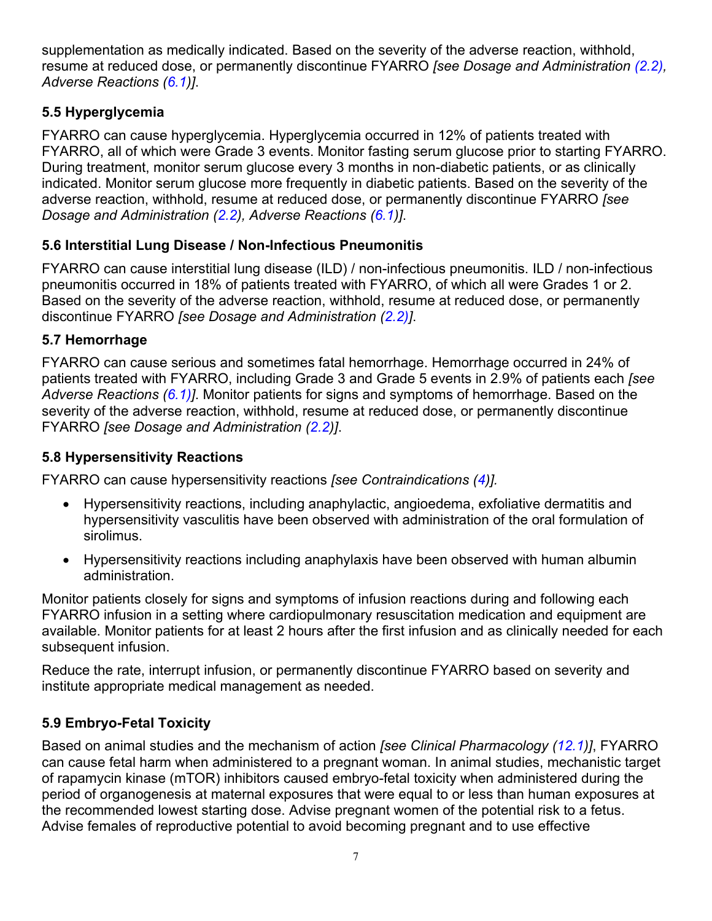supplementation as medically indicated. Based on the severity of the adverse reaction, withhold, resume at reduced dose, or permanently discontinue FYARRO *[see Dosage and Administration (2.2), Adverse Reactions (6.1)]*.

### 5.5 Hyperglycemia

FYARRO can cause hyperglycemia. Hyperglycemia occurred in 12% of patients treated with FYARRO, all of which were Grade 3 events. Monitor fasting serum glucose prior to starting FYARRO. During treatment, monitor serum glucose every 3 months in non-diabetic patients, or as clinically indicated. Monitor serum glucose more frequently in diabetic patients. Based on the severity of the adverse reaction, withhold, resume at reduced dose, or permanently discontinue FYARRO *[see Dosage and Administration (2.2), Adverse Reactions (6.1)]*.

### 5.6 Interstitial Lung Disease / Non-Infectious Pneumonitis

FYARRO can cause interstitial lung disease (ILD) / non-infectious pneumonitis. ILD / non-infectious pneumonitis occurred in 18% of patients treated with FYARRO, of which all were Grades 1 or 2. Based on the severity of the adverse reaction, withhold, resume at reduced dose, or permanently discontinue FYARRO *[see Dosage and Administration (2.2)]*.

### 5.7 Hemorrhage

FYARRO can cause serious and sometimes fatal hemorrhage. Hemorrhage occurred in 24% of patients treated with FYARRO, including Grade 3 and Grade 5 events in 2.9% of patients each *[see Adverse Reactions (6.1)]*. Monitor patients for signs and symptoms of hemorrhage. Based on the severity of the adverse reaction, withhold, resume at reduced dose, or permanently discontinue FYARRO *[see Dosage and Administration (2.2)]*.

### 5.8 Hypersensitivity Reactions

FYARRO can cause hypersensitivity reactions *[see Contraindications (4)].*

- Hypersensitivity reactions, including anaphylactic, angioedema, exfoliative dermatitis and hypersensitivity vasculitis have been observed with administration of the oral formulation of sirolimus.
- Hypersensitivity reactions including anaphylaxis have been observed with human albumin administration.

Monitor patients closely for signs and symptoms of infusion reactions during and following each FYARRO infusion in a setting where cardiopulmonary resuscitation medication and equipment are available. Monitor patients for at least 2 hours after the first infusion and as clinically needed for each subsequent infusion.

Reduce the rate, interrupt infusion, or permanently discontinue FYARRO based on severity and institute appropriate medical management as needed.

### 5.9 Embryo-Fetal Toxicity

Based on animal studies and the mechanism of action *[see Clinical Pharmacology (12.1)]*, FYARRO can cause fetal harm when administered to a pregnant woman. In animal studies, mechanistic target of rapamycin kinase (mTOR) inhibitors caused embryo-fetal toxicity when administered during the period of organogenesis at maternal exposures that were equal to or less than human exposures at the recommended lowest starting dose. Advise pregnant women of the potential risk to a fetus. Advise females of reproductive potential to avoid becoming pregnant and to use effective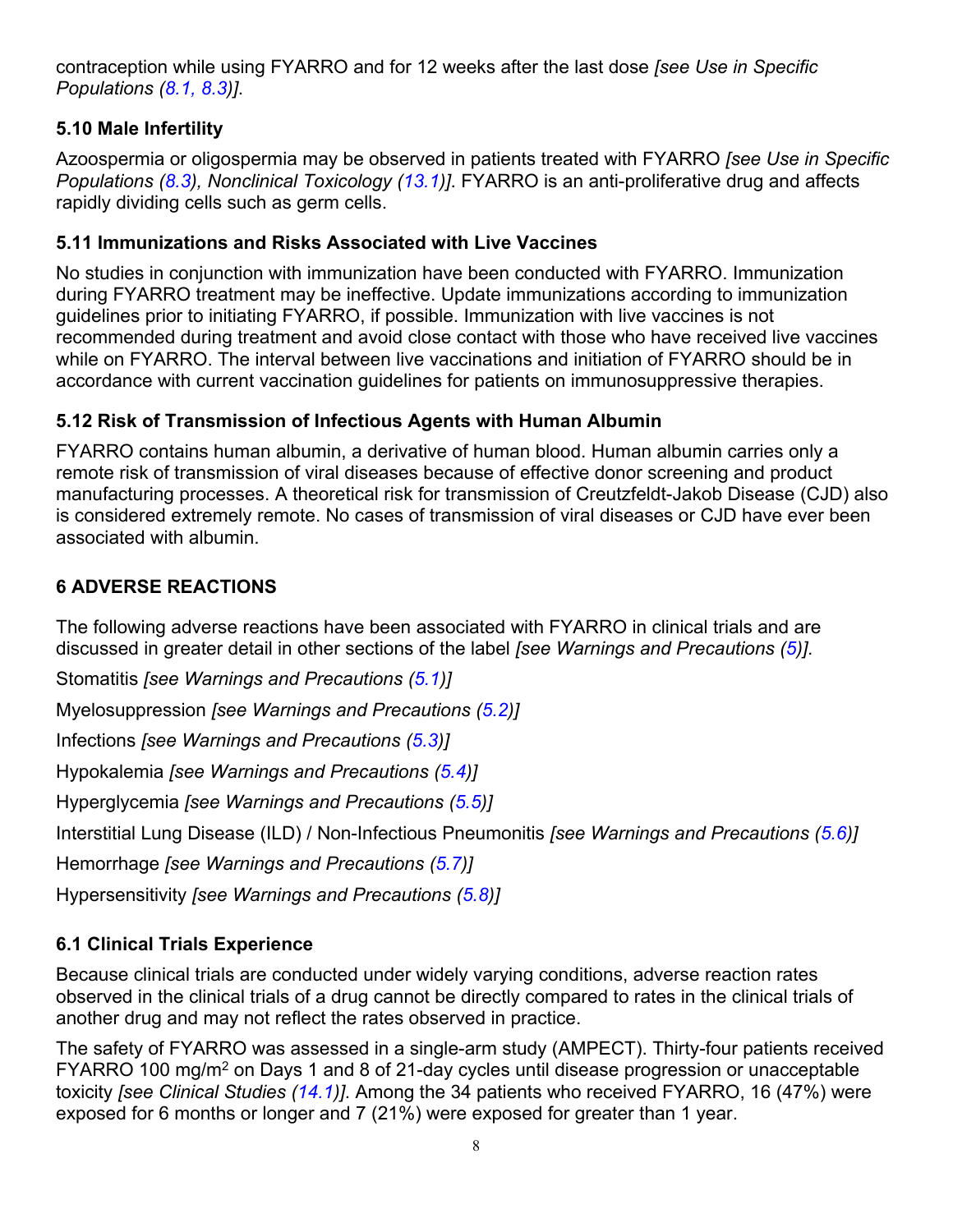contraception while using FYARRO and for 12 weeks after the last dose *[see Use in Specific Populations (8.1, 8.3)]*.

### 5.10 Male Infertility

Azoospermia or oligospermia may be observed in patients treated with FYARRO *[see Use in Specific Populations (8.3), Nonclinical Toxicology (13.1)]*. FYARRO is an anti-proliferative drug and affects rapidly dividing cells such as germ cells.

### 5.11 Immunizations and Risks Associated with Live Vaccines

No studies in conjunction with immunization have been conducted with FYARRO. Immunization during FYARRO treatment may be ineffective. Update immunizations according to immunization guidelines prior to initiating FYARRO, if possible. Immunization with live vaccines is not recommended during treatment and avoid close contact with those who have received live vaccines while on FYARRO. The interval between live vaccinations and initiation of FYARRO should be in accordance with current vaccination guidelines for patients on immunosuppressive therapies.

### 5.12 Risk of Transmission of Infectious Agents with Human Albumin

FYARRO contains human albumin, a derivative of human blood. Human albumin carries only a remote risk of transmission of viral diseases because of effective donor screening and product manufacturing processes. A theoretical risk for transmission of Creutzfeldt-Jakob Disease (CJD) also is considered extremely remote. No cases of transmission of viral diseases or CJD have ever been associated with albumin.

## 6 ADVERSE REACTIONS

The following adverse reactions have been associated with FYARRO in clinical trials and are discussed in greater detail in other sections of the label *[see Warnings and Precautions (5)]*.

Stomatitis *[see Warnings and Precautions (5.1)]*

Myelosuppression *[see Warnings and Precautions (5.2)]*

Infections *[see Warnings and Precautions (5.3)]*

Hypokalemia *[see Warnings and Precautions (5.4)]*

Hyperglycemia *[see Warnings and Precautions (5.5)]*

Interstitial Lung Disease (ILD) / Non-Infectious Pneumonitis *[see Warnings and Precautions (5.6)]*

Hemorrhage *[see Warnings and Precautions (5.7)]*

Hypersensitivity *[see Warnings and Precautions (5.8)]*

### 6.1 Clinical Trials Experience

Because clinical trials are conducted under widely varying conditions, adverse reaction rates observed in the clinical trials of a drug cannot be directly compared to rates in the clinical trials of another drug and may not reflect the rates observed in practice.

The safety of FYARRO was assessed in a single-arm study (AMPECT). Thirty-four patients received FYARRO 100 mg/m$^2$ on Days 1 and 8 of 21-day cycles until disease progression or unacceptable toxicity *[see Clinical Studies (14.1)]*. Among the 34 patients who received FYARRO, 16 (47%) were exposed for 6 months or longer and 7 (21%) were exposed for greater than 1 year.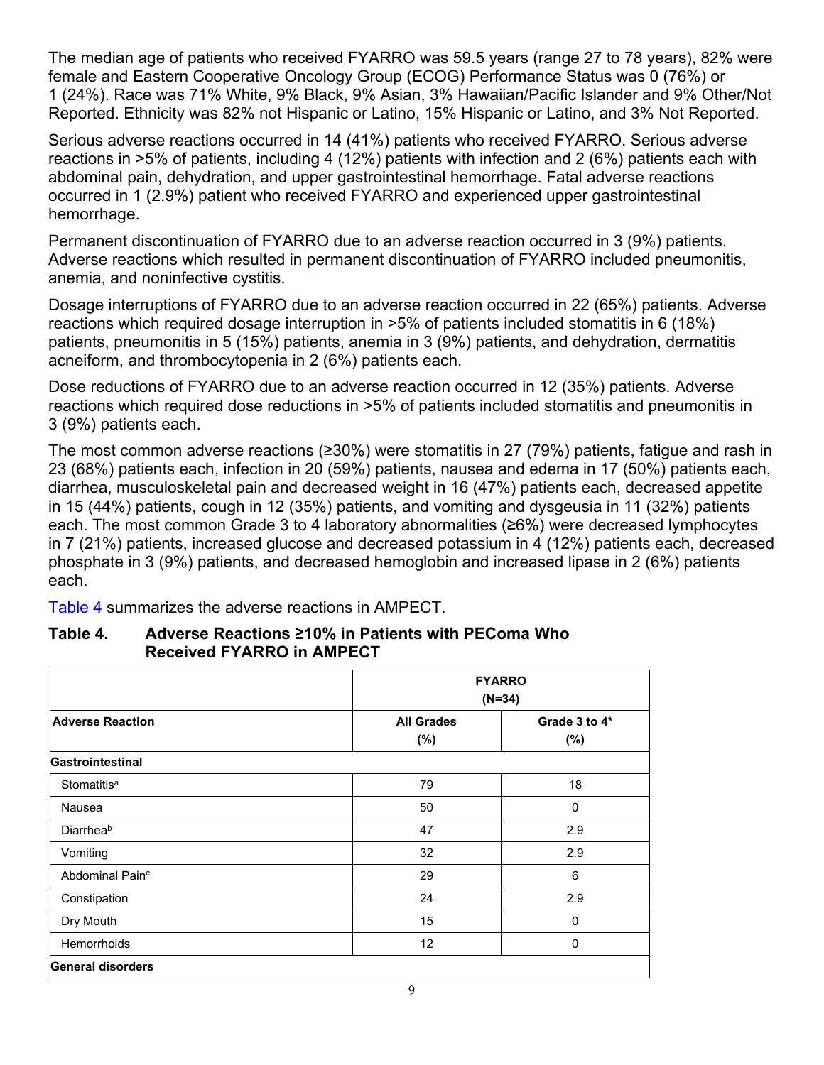The median age of patients who received FYARRO was 59.5 years (range 27 to 78 years), 82% were female and Eastern Cooperative Oncology Group (ECOG) Performance Status was 0 (76%) or 1 (24%). Race was 71% White, 9% Black, 9% Asian, 3% Hawaiian/Pacific Islander and 9% Other/Not Reported. Ethnicity was 82% not Hispanic or Latino, 15% Hispanic or Latino, and 3% Not Reported.

Serious adverse reactions occurred in 14 (41%) patients who received FYARRO. Serious adverse reactions in >5% of patients, including 4 (12%) patients with infection and 2 (6%) patients each with abdominal pain, dehydration, and upper gastrointestinal hemorrhage. Fatal adverse reactions occurred in 1 (2.9%) patient who received FYARRO and experienced upper gastrointestinal hemorrhage.

Permanent discontinuation of FYARRO due to an adverse reaction occurred in 3 (9%) patients. Adverse reactions which resulted in permanent discontinuation of FYARRO included pneumonitis, anemia, and noninfective cystitis.

Dosage interruptions of FYARRO due to an adverse reaction occurred in 22 (65%) patients. Adverse reactions which required dosage interruption in >5% of patients included stomatitis in 6 (18%) patients, pneumonitis in 5 (15%) patients, anemia in 3 (9%) patients, and dehydration, dermatitis acneiform, and thrombocytopenia in 2 (6%) patients each.

Dose reductions of FYARRO due to an adverse reaction occurred in 12 (35%) patients. Adverse reactions which required dose reductions in >5% of patients included stomatitis and pneumonitis in 3 (9%) patients each.

The most common adverse reactions (≥30%) were stomatitis in 27 (79%) patients, fatigue and rash in 23 (68%) patients each, infection in 20 (59%) patients, nausea and edema in 17 (50%) patients each, diarrhea, musculoskeletal pain and decreased weight in 16 (47%) patients each, decreased appetite in 15 (44%) patients, cough in 12 (35%) patients, and vomiting and dysgeusia in 11 (32%) patients each. The most common Grade 3 to 4 laboratory abnormalities (≥6%) were decreased lymphocytes in 7 (21%) patients, increased glucose and decreased potassium in 4 (12%) patients each, decreased phosphate in 3 (9%) patients, and decreased hemoglobin and increased lipase in 2 (6%) patients each.

Table 4 summarizes the adverse reactions in AMPECT.

**Table 4. Adverse Reactions ≥10% in Patients with PEComa Who Received FYARRO in AMPECT**

| | FYARRO (N=34) | |
|---|---|---|
| **Adverse Reaction** | **All Grades (%)** | **Grade 3 to 4* (%)** |
| **Gastrointestinal** | | |
| Stomatitis[a] | 79 | 18 |
| Nausea | 50 | 0 |
| Diarrhea[b] | 47 | 2.9 |
| Vomiting | 32 | 2.9 |
| Abdominal Pain[c] | 29 | 6 |
| Constipation | 24 | 2.9 |
| Dry Mouth | 15 | 0 |
| Hemorrhoids | 12 | 0 |
| **General disorders** | | |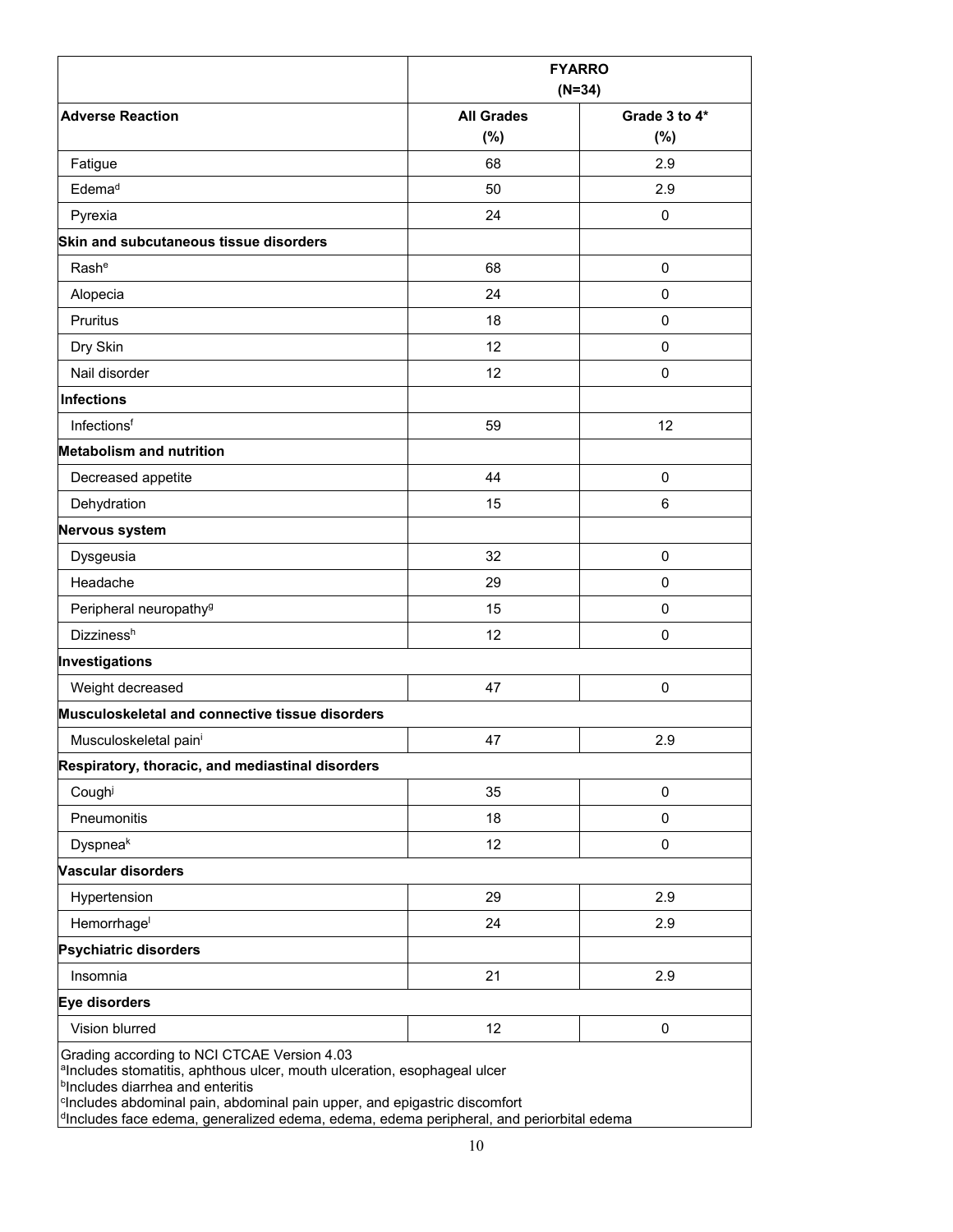| | FYARRO (N=34) | |
|---|---|---|
| **Adverse Reaction** | **All Grades (%)** | **Grade 3 to 4* (%)** |
| Fatigue | 68 | 2.9 |
| Edema[d] | 50 | 2.9 |
| Pyrexia | 24 | 0 |
| **Skin and subcutaneous tissue disorders** | | |
| Rash[e] | 68 | 0 |
| Alopecia | 24 | 0 |
| Pruritus | 18 | 0 |
| Dry Skin | 12 | 0 |
| Nail disorder | 12 | 0 |
| **Infections** | | |
| Infections[f] | 59 | 12 |
| **Metabolism and nutrition** | | |
| Decreased appetite | 44 | 0 |
| Dehydration | 15 | 6 |
| **Nervous system** | | |
| Dysgeusia | 32 | 0 |
| Headache | 29 | 0 |
| Peripheral neuropathy[g] | 15 | 0 |
| Dizziness[h] | 12 | 0 |
| **Investigations** | | |
| Weight decreased | 47 | 0 |
| **Musculoskeletal and connective tissue disorders** | | |
| Musculoskeletal pain[i] | 47 | 2.9 |
| **Respiratory, thoracic, and mediastinal disorders** | | |
| Cough[j] | 35 | 0 |
| Pneumonitis | 18 | 0 |
| Dyspnea[k] | 12 | 0 |
| **Vascular disorders** | | |
| Hypertension | 29 | 2.9 |
| Hemorrhage[l] | 24 | 2.9 |
| **Psychiatric disorders** | | |
| Insomnia | 21 | 2.9 |
| **Eye disorders** | | |
| Vision blurred | 12 | 0 |

Grading according to NCI CTCAE Version 4.03
[a]Includes stomatitis, aphthous ulcer, mouth ulceration, esophageal ulcer
[b]Includes diarrhea and enteritis
[c]Includes abdominal pain, abdominal pain upper, and epigastric discomfort
[d]Includes face edema, generalized edema, edema, edema peripheral, and periorbital edema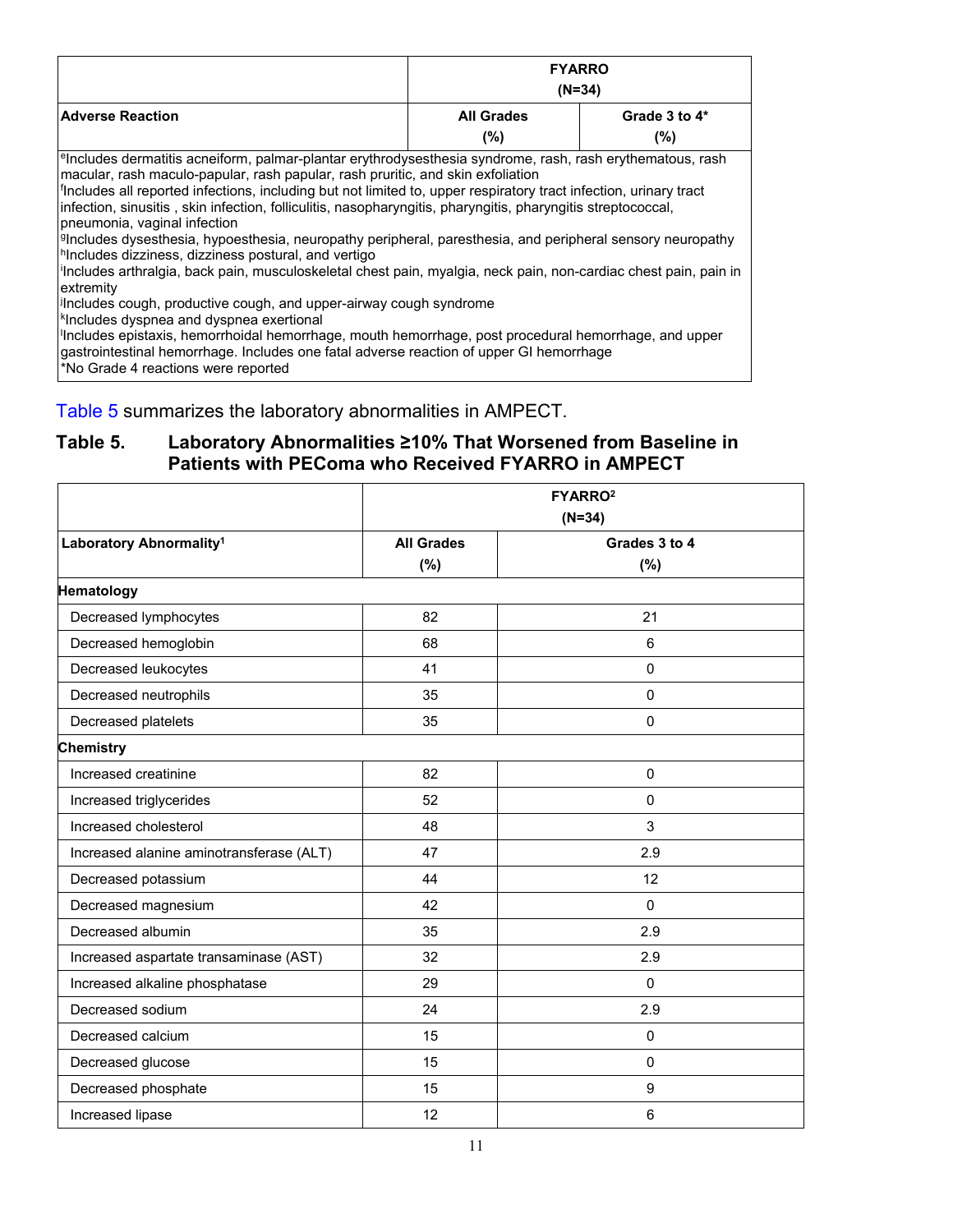| | FYARRO (N=34) | |
|---|---|---|
| **Adverse Reaction** | **All Grades (%)** | **Grade 3 to 4* (%)** |

[e]Includes dermatitis acneiform, palmar-plantar erythrodysesthesia syndrome, rash, rash erythematous, rash macular, rash maculo-papular, rash papular, rash pruritic, and skin exfoliation
[f]Includes all reported infections, including but not limited to, upper respiratory tract infection, urinary tract infection, sinusitis , skin infection, folliculitis, nasopharyngitis, pharyngitis, pharyngitis streptococcal, pneumonia, vaginal infection
[g]Includes dysesthesia, hypoesthesia, neuropathy peripheral, paresthesia, and peripheral sensory neuropathy
[h]Includes dizziness, dizziness postural, and vertigo
[i]Includes arthralgia, back pain, musculoskeletal chest pain, myalgia, neck pain, non-cardiac chest pain, pain in extremity
[j]Includes cough, productive cough, and upper-airway cough syndrome
[k]Includes dyspnea and dyspnea exertional
[l]Includes epistaxis, hemorrhoidal hemorrhage, mouth hemorrhage, post procedural hemorrhage, and upper gastrointestinal hemorrhage. Includes one fatal adverse reaction of upper GI hemorrhage
*No Grade 4 reactions were reported

Table 5 summarizes the laboratory abnormalities in AMPECT.

### Table 5. Laboratory Abnormalities ≥10% That Worsened from Baseline in Patients with PEComa who Received FYARRO in AMPECT

| | FYARRO[2] (N=34) | |
|---|---|---|
| **Laboratory Abnormality[1]** | **All Grades (%)** | **Grades 3 to 4 (%)** |
| **Hematology** | | |
| Decreased lymphocytes | 82 | 21 |
| Decreased hemoglobin | 68 | 6 |
| Decreased leukocytes | 41 | 0 |
| Decreased neutrophils | 35 | 0 |
| Decreased platelets | 35 | 0 |
| **Chemistry** | | |
| Increased creatinine | 82 | 0 |
| Increased triglycerides | 52 | 0 |
| Increased cholesterol | 48 | 3 |
| Increased alanine aminotransferase (ALT) | 47 | 2.9 |
| Decreased potassium | 44 | 12 |
| Decreased magnesium | 42 | 0 |
| Decreased albumin | 35 | 2.9 |
| Increased aspartate transaminase (AST) | 32 | 2.9 |
| Increased alkaline phosphatase | 29 | 0 |
| Decreased sodium | 24 | 2.9 |
| Decreased calcium | 15 | 0 |
| Decreased glucose | 15 | 0 |
| Decreased phosphate | 15 | 9 |
| Increased lipase | 12 | 6 |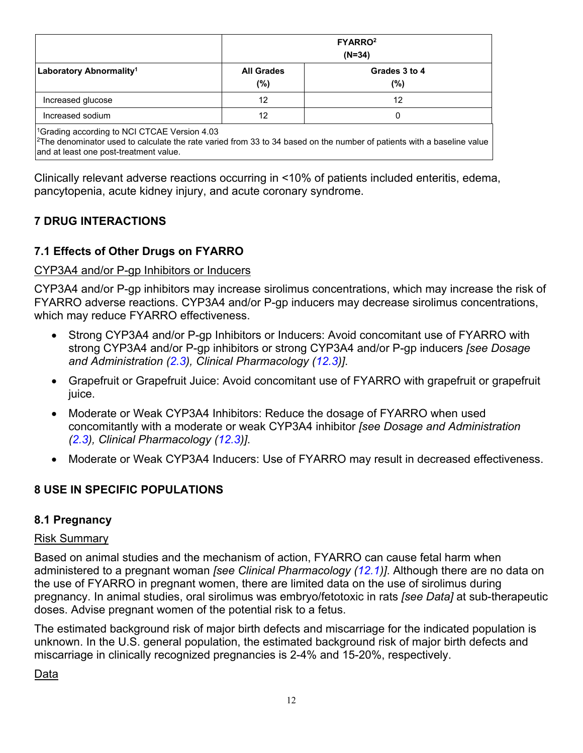| | FYARRO[2] (N=34) | |
|---|---|---|
| Laboratory Abnormality[1] | All Grades (%) | Grades 3 to 4 (%) |
| Increased glucose | 12 | 12 |
| Increased sodium | 12 | 0 |

[1]Grading according to NCI CTCAE Version 4.03
[2]The denominator used to calculate the rate varied from 33 to 34 based on the number of patients with a baseline value and at least one post-treatment value.

Clinically relevant adverse reactions occurring in <10% of patients included enteritis, edema, pancytopenia, acute kidney injury, and acute coronary syndrome.

## 7 DRUG INTERACTIONS

### 7.1 Effects of Other Drugs on FYARRO

CYP3A4 and/or P-gp Inhibitors or Inducers

CYP3A4 and/or P-gp inhibitors may increase sirolimus concentrations, which may increase the risk of FYARRO adverse reactions. CYP3A4 and/or P-gp inducers may decrease sirolimus concentrations, which may reduce FYARRO effectiveness.

- Strong CYP3A4 and/or P-gp Inhibitors or Inducers: Avoid concomitant use of FYARRO with strong CYP3A4 and/or P-gp inhibitors or strong CYP3A4 and/or P-gp inducers *[see Dosage and Administration (2.3), Clinical Pharmacology (12.3)]*.
- Grapefruit or Grapefruit Juice: Avoid concomitant use of FYARRO with grapefruit or grapefruit juice.
- Moderate or Weak CYP3A4 Inhibitors: Reduce the dosage of FYARRO when used concomitantly with a moderate or weak CYP3A4 inhibitor *[see Dosage and Administration (2.3), Clinical Pharmacology (12.3)]*.
- Moderate or Weak CYP3A4 Inducers: Use of FYARRO may result in decreased effectiveness.

## 8 USE IN SPECIFIC POPULATIONS

### 8.1 Pregnancy

Risk Summary

Based on animal studies and the mechanism of action, FYARRO can cause fetal harm when administered to a pregnant woman *[see Clinical Pharmacology (12.1)]*. Although there are no data on the use of FYARRO in pregnant women, there are limited data on the use of sirolimus during pregnancy. In animal studies, oral sirolimus was embryo/fetotoxic in rats *[see Data]* at sub-therapeutic doses. Advise pregnant women of the potential risk to a fetus.

The estimated background risk of major birth defects and miscarriage for the indicated population is unknown. In the U.S. general population, the estimated background risk of major birth defects and miscarriage in clinically recognized pregnancies is 2-4% and 15-20%, respectively.

Data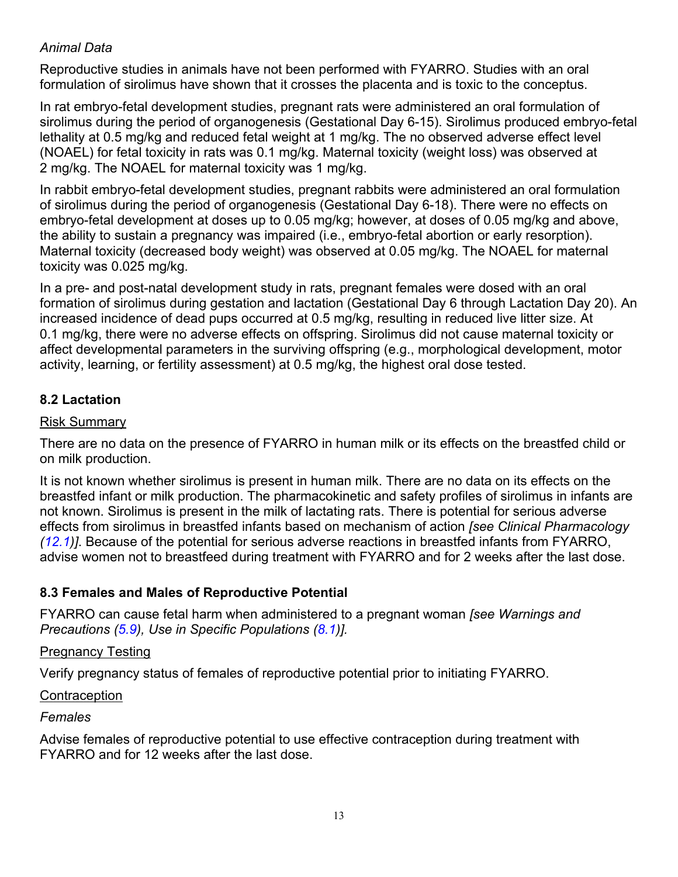*Animal Data*

Reproductive studies in animals have not been performed with FYARRO. Studies with an oral formulation of sirolimus have shown that it crosses the placenta and is toxic to the conceptus.

In rat embryo-fetal development studies, pregnant rats were administered an oral formulation of sirolimus during the period of organogenesis (Gestational Day 6-15). Sirolimus produced embryo-fetal lethality at 0.5 mg/kg and reduced fetal weight at 1 mg/kg. The no observed adverse effect level (NOAEL) for fetal toxicity in rats was 0.1 mg/kg. Maternal toxicity (weight loss) was observed at 2 mg/kg. The NOAEL for maternal toxicity was 1 mg/kg.

In rabbit embryo-fetal development studies, pregnant rabbits were administered an oral formulation of sirolimus during the period of organogenesis (Gestational Day 6-18). There were no effects on embryo-fetal development at doses up to 0.05 mg/kg; however, at doses of 0.05 mg/kg and above, the ability to sustain a pregnancy was impaired (i.e., embryo-fetal abortion or early resorption). Maternal toxicity (decreased body weight) was observed at 0.05 mg/kg. The NOAEL for maternal toxicity was 0.025 mg/kg.

In a pre- and post-natal development study in rats, pregnant females were dosed with an oral formation of sirolimus during gestation and lactation (Gestational Day 6 through Lactation Day 20). An increased incidence of dead pups occurred at 0.5 mg/kg, resulting in reduced live litter size. At 0.1 mg/kg, there were no adverse effects on offspring. Sirolimus did not cause maternal toxicity or affect developmental parameters in the surviving offspring (e.g., morphological development, motor activity, learning, or fertility assessment) at 0.5 mg/kg, the highest oral dose tested.

### 8.2 Lactation

Risk Summary

There are no data on the presence of FYARRO in human milk or its effects on the breastfed child or on milk production.

It is not known whether sirolimus is present in human milk. There are no data on its effects on the breastfed infant or milk production. The pharmacokinetic and safety profiles of sirolimus in infants are not known. Sirolimus is present in the milk of lactating rats. There is potential for serious adverse effects from sirolimus in breastfed infants based on mechanism of action *[see Clinical Pharmacology (12.1)]*. Because of the potential for serious adverse reactions in breastfed infants from FYARRO, advise women not to breastfeed during treatment with FYARRO and for 2 weeks after the last dose.

### 8.3 Females and Males of Reproductive Potential

FYARRO can cause fetal harm when administered to a pregnant woman *[see Warnings and Precautions (5.9), Use in Specific Populations (8.1)].*

Pregnancy Testing

Verify pregnancy status of females of reproductive potential prior to initiating FYARRO.

Contraception

*Females*

Advise females of reproductive potential to use effective contraception during treatment with FYARRO and for 12 weeks after the last dose.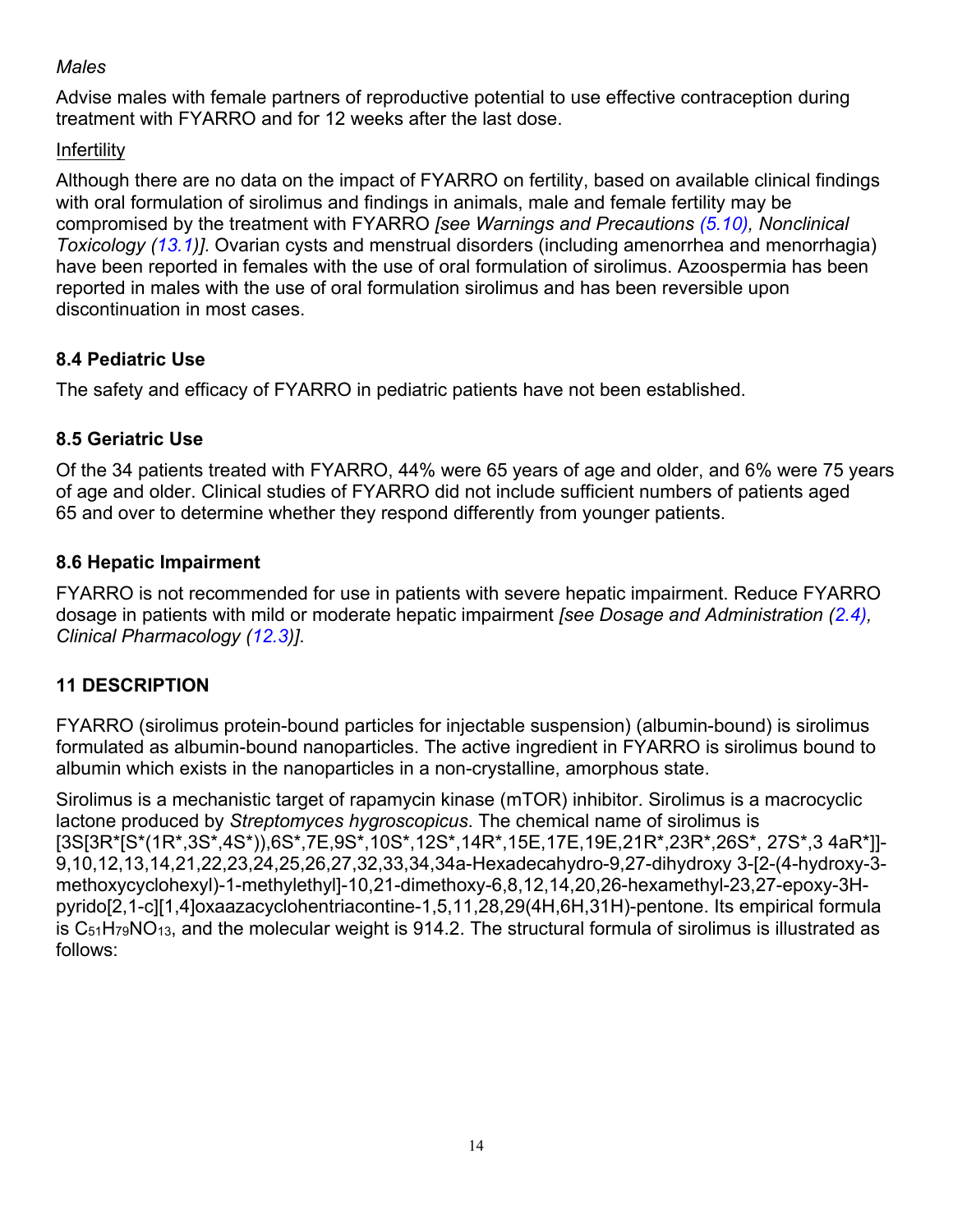*Males*

Advise males with female partners of reproductive potential to use effective contraception during treatment with FYARRO and for 12 weeks after the last dose.

Infertility

Although there are no data on the impact of FYARRO on fertility, based on available clinical findings with oral formulation of sirolimus and findings in animals, male and female fertility may be compromised by the treatment with FYARRO *[see Warnings and Precautions (5.10), Nonclinical Toxicology (13.1)]*. Ovarian cysts and menstrual disorders (including amenorrhea and menorrhagia) have been reported in females with the use of oral formulation of sirolimus. Azoospermia has been reported in males with the use of oral formulation sirolimus and has been reversible upon discontinuation in most cases.

### 8.4 Pediatric Use

The safety and efficacy of FYARRO in pediatric patients have not been established.

### 8.5 Geriatric Use

Of the 34 patients treated with FYARRO, 44% were 65 years of age and older, and 6% were 75 years of age and older. Clinical studies of FYARRO did not include sufficient numbers of patients aged 65 and over to determine whether they respond differently from younger patients.

### 8.6 Hepatic Impairment

FYARRO is not recommended for use in patients with severe hepatic impairment. Reduce FYARRO dosage in patients with mild or moderate hepatic impairment *[see Dosage and Administration (2.4), Clinical Pharmacology (12.3)]*.

## 11 DESCRIPTION

FYARRO (sirolimus protein-bound particles for injectable suspension) (albumin-bound) is sirolimus formulated as albumin-bound nanoparticles. The active ingredient in FYARRO is sirolimus bound to albumin which exists in the nanoparticles in a non-crystalline, amorphous state.

Sirolimus is a mechanistic target of rapamycin kinase (mTOR) inhibitor. Sirolimus is a macrocyclic lactone produced by *Streptomyces hygroscopicus*. The chemical name of sirolimus is [3S[3R*[S*(1R*,3S*,4S*)),6S*,7E,9S*,10S*,12S*,14R*,15E,17E,19E,21R*,23R*,26S*, 27S*,3 4aR*]]-9,10,12,13,14,21,22,23,24,25,26,27,32,33,34,34a-Hexadecahydro-9,27-dihydroxy 3-[2-(4-hydroxy-3-methoxycyclohexyl)-1-methylethyl]-10,21-dimethoxy-6,8,12,14,20,26-hexamethyl-23,27-epoxy-3H-pyrido[2,1-c][1,4]oxaazacyclohentriacontine-1,5,11,28,29(4H,6H,31H)-pentone. Its empirical formula is $C_{51}H_{79}NO_{13}$, and the molecular weight is 914.2. The structural formula of sirolimus is illustrated as follows: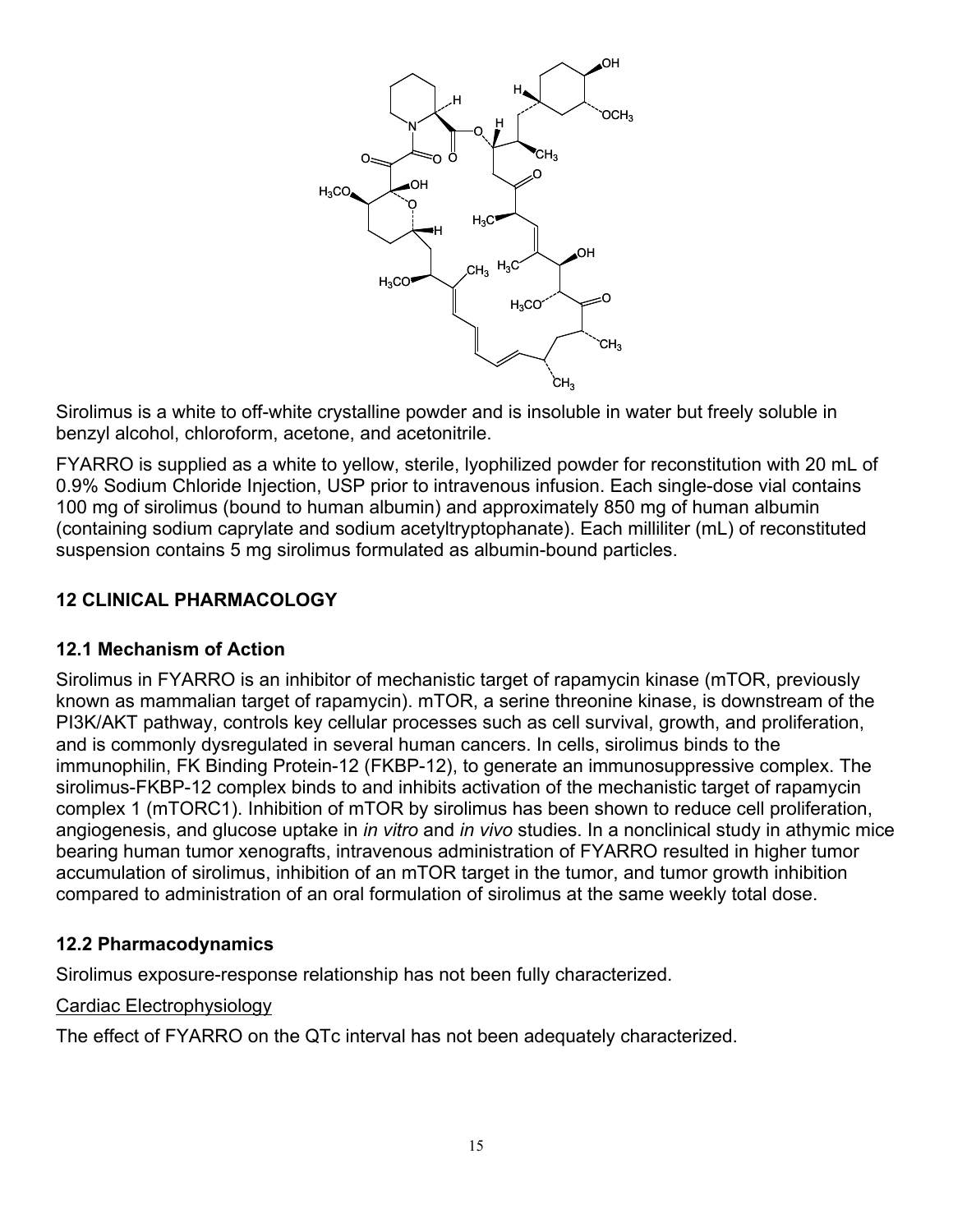Sirolimus is a white to off-white crystalline powder and is insoluble in water but freely soluble in benzyl alcohol, chloroform, acetone, and acetonitrile.

FYARRO is supplied as a white to yellow, sterile, lyophilized powder for reconstitution with 20 mL of 0.9% Sodium Chloride Injection, USP prior to intravenous infusion. Each single-dose vial contains 100 mg of sirolimus (bound to human albumin) and approximately 850 mg of human albumin (containing sodium caprylate and sodium acetyltryptophanate). Each milliliter (mL) of reconstituted suspension contains 5 mg sirolimus formulated as albumin-bound particles.

## 12 CLINICAL PHARMACOLOGY

### 12.1 Mechanism of Action

Sirolimus in FYARRO is an inhibitor of mechanistic target of rapamycin kinase (mTOR, previously known as mammalian target of rapamycin). mTOR, a serine threonine kinase, is downstream of the PI3K/AKT pathway, controls key cellular processes such as cell survival, growth, and proliferation, and is commonly dysregulated in several human cancers. In cells, sirolimus binds to the immunophilin, FK Binding Protein-12 (FKBP-12), to generate an immunosuppressive complex. The sirolimus-FKBP-12 complex binds to and inhibits activation of the mechanistic target of rapamycin complex 1 (mTORC1). Inhibition of mTOR by sirolimus has been shown to reduce cell proliferation, angiogenesis, and glucose uptake in *in vitro* and *in vivo* studies. In a nonclinical study in athymic mice bearing human tumor xenografts, intravenous administration of FYARRO resulted in higher tumor accumulation of sirolimus, inhibition of an mTOR target in the tumor, and tumor growth inhibition compared to administration of an oral formulation of sirolimus at the same weekly total dose.

### 12.2 Pharmacodynamics

Sirolimus exposure-response relationship has not been fully characterized.

<u>Cardiac Electrophysiology</u>

The effect of FYARRO on the QTc interval has not been adequately characterized.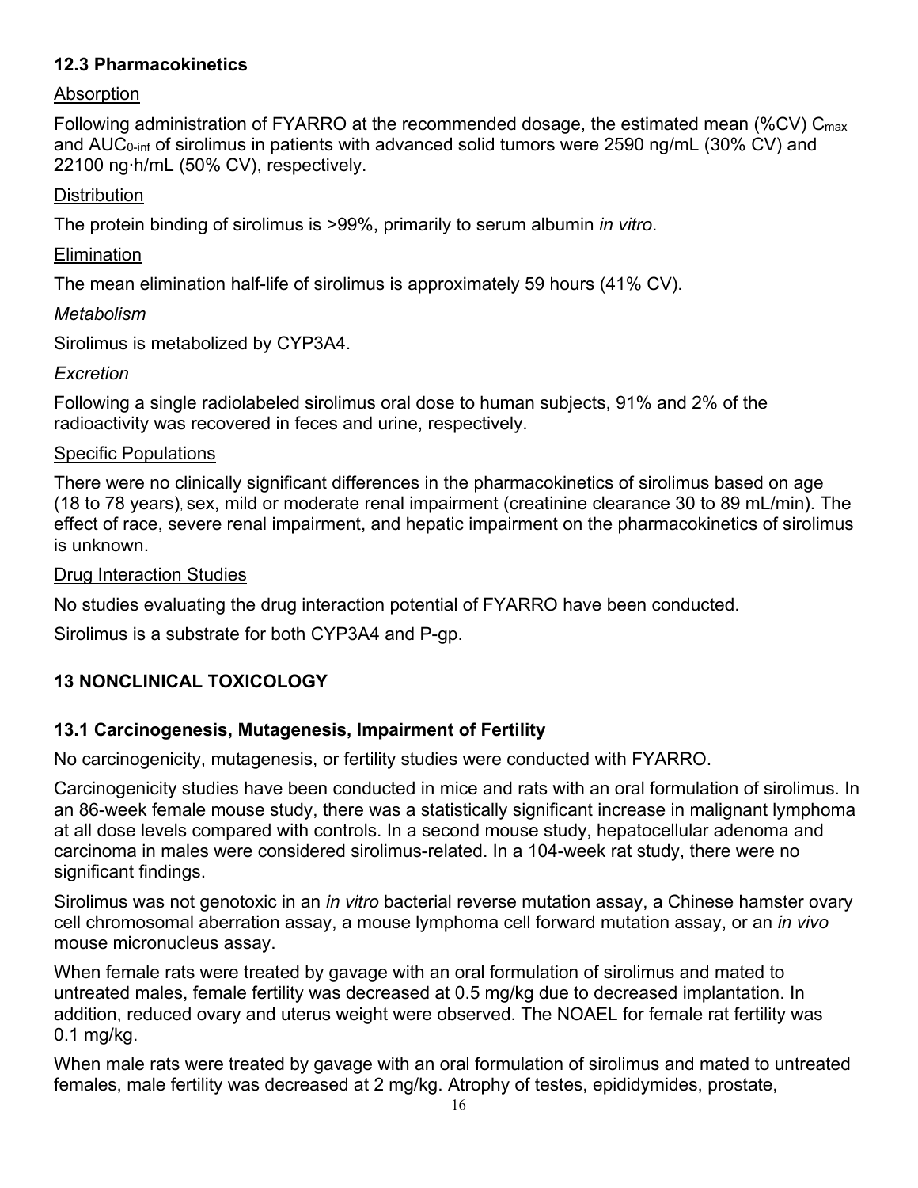### 12.3 Pharmacokinetics

Absorption

Following administration of FYARRO at the recommended dosage, the estimated mean (%CV) $C_{max}$ and $AUC_{0\text{-}inf}$ of sirolimus in patients with advanced solid tumors were 2590 ng/mL (30% CV) and 22100 ng·h/mL (50% CV), respectively.

Distribution

The protein binding of sirolimus is >99%, primarily to serum albumin *in vitro*.

Elimination

The mean elimination half-life of sirolimus is approximately 59 hours (41% CV).

*Metabolism*

Sirolimus is metabolized by CYP3A4.

*Excretion*

Following a single radiolabeled sirolimus oral dose to human subjects, 91% and 2% of the radioactivity was recovered in feces and urine, respectively.

Specific Populations

There were no clinically significant differences in the pharmacokinetics of sirolimus based on age (18 to 78 years), sex, mild or moderate renal impairment (creatinine clearance 30 to 89 mL/min). The effect of race, severe renal impairment, and hepatic impairment on the pharmacokinetics of sirolimus is unknown.

Drug Interaction Studies

No studies evaluating the drug interaction potential of FYARRO have been conducted.

Sirolimus is a substrate for both CYP3A4 and P-gp.

## 13 NONCLINICAL TOXICOLOGY

### 13.1 Carcinogenesis, Mutagenesis, Impairment of Fertility

No carcinogenicity, mutagenesis, or fertility studies were conducted with FYARRO.

Carcinogenicity studies have been conducted in mice and rats with an oral formulation of sirolimus. In an 86-week female mouse study, there was a statistically significant increase in malignant lymphoma at all dose levels compared with controls. In a second mouse study, hepatocellular adenoma and carcinoma in males were considered sirolimus-related. In a 104-week rat study, there were no significant findings.

Sirolimus was not genotoxic in an *in vitro* bacterial reverse mutation assay, a Chinese hamster ovary cell chromosomal aberration assay, a mouse lymphoma cell forward mutation assay, or an *in vivo* mouse micronucleus assay.

When female rats were treated by gavage with an oral formulation of sirolimus and mated to untreated males, female fertility was decreased at 0.5 mg/kg due to decreased implantation. In addition, reduced ovary and uterus weight were observed. The NOAEL for female rat fertility was 0.1 mg/kg.

When male rats were treated by gavage with an oral formulation of sirolimus and mated to untreated females, male fertility was decreased at 2 mg/kg. Atrophy of testes, epididymides, prostate,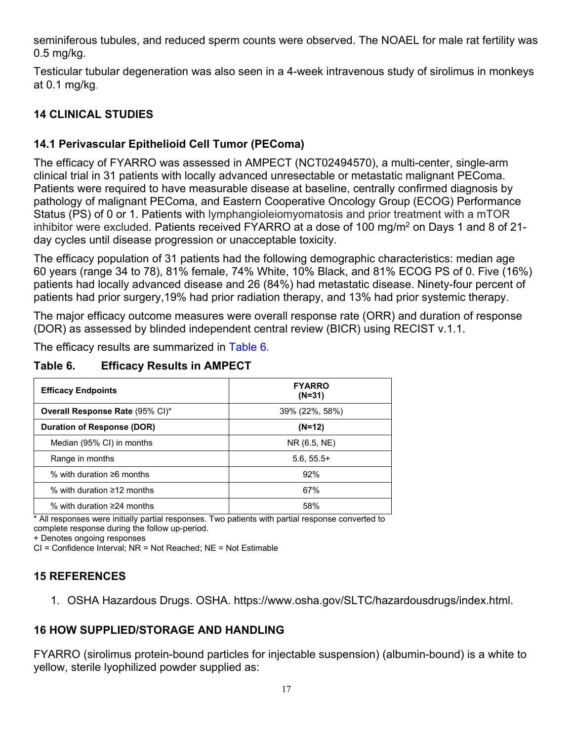seminiferous tubules, and reduced sperm counts were observed. The NOAEL for male rat fertility was 0.5 mg/kg.

Testicular tubular degeneration was also seen in a 4-week intravenous study of sirolimus in monkeys at 0.1 mg/kg.

## 14 CLINICAL STUDIES

### 14.1 Perivascular Epithelioid Cell Tumor (PEComa)

The efficacy of FYARRO was assessed in AMPECT (NCT02494570), a multi-center, single-arm clinical trial in 31 patients with locally advanced unresectable or metastatic malignant PEComa. Patients were required to have measurable disease at baseline, centrally confirmed diagnosis by pathology of malignant PEComa, and Eastern Cooperative Oncology Group (ECOG) Performance Status (PS) of 0 or 1. Patients with lymphangioleiomyomatosis and prior treatment with a mTOR inhibitor were excluded. Patients received FYARRO at a dose of 100 mg/m$^2$ on Days 1 and 8 of 21-day cycles until disease progression or unacceptable toxicity.

The efficacy population of 31 patients had the following demographic characteristics: median age 60 years (range 34 to 78), 81% female, 74% White, 10% Black, and 81% ECOG PS of 0. Five (16%) patients had locally advanced disease and 26 (84%) had metastatic disease. Ninety-four percent of patients had prior surgery,19% had prior radiation therapy, and 13% had prior systemic therapy.

The major efficacy outcome measures were overall response rate (ORR) and duration of response (DOR) as assessed by blinded independent central review (BICR) using RECIST v.1.1.

The efficacy results are summarized in Table 6.

**Table 6. Efficacy Results in AMPECT**

| Efficacy Endpoints | FYARRO (N=31) |
|---|---|
| **Overall Response Rate** (95% CI)* | 39% (22%, 58%) |
| **Duration of Response (DOR)** | **(N=12)** |
| Median (95% CI) in months | NR (6.5, NE) |
| Range in months | 5.6, 55.5+ |
| % with duration ≥6 months | 92% |
| % with duration ≥12 months | 67% |
| % with duration ≥24 months | 58% |

\* All responses were initially partial responses. Two patients with partial response converted to complete response during the follow up-period.

+ Denotes ongoing responses

CI = Confidence Interval; NR = Not Reached; NE = Not Estimable

## 15 REFERENCES

1. OSHA Hazardous Drugs. OSHA. https://www.osha.gov/SLTC/hazardousdrugs/index.html.

## 16 HOW SUPPLIED/STORAGE AND HANDLING

FYARRO (sirolimus protein-bound particles for injectable suspension) (albumin-bound) is a white to yellow, sterile lyophilized powder supplied as: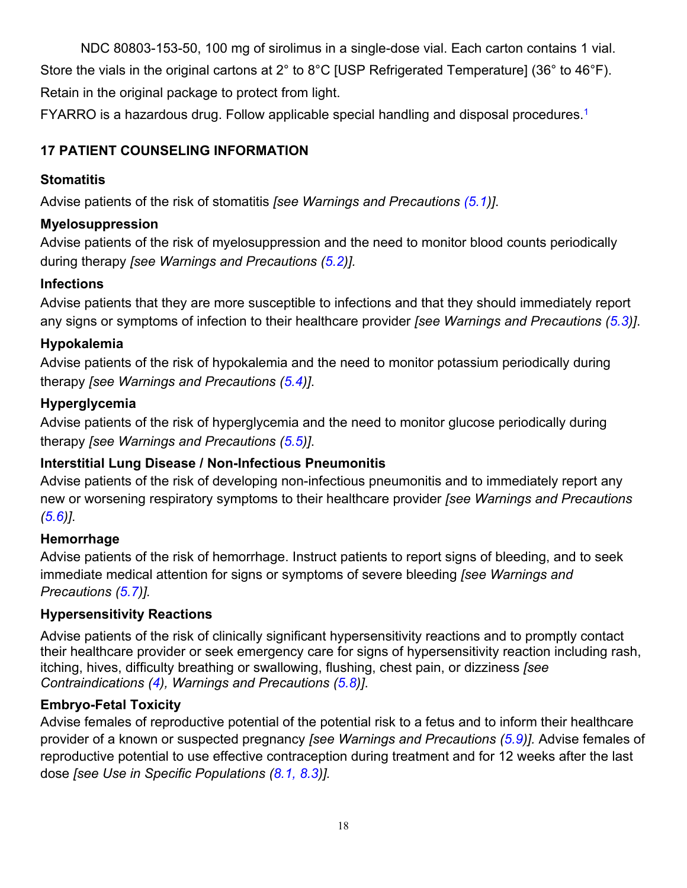NDC 80803-153-50, 100 mg of sirolimus in a single-dose vial. Each carton contains 1 vial.

Store the vials in the original cartons at 2° to 8°C [USP Refrigerated Temperature] (36° to 46°F).

Retain in the original package to protect from light.

FYARRO is a hazardous drug. Follow applicable special handling and disposal procedures.[1]

## 17 PATIENT COUNSELING INFORMATION

**Stomatitis**

Advise patients of the risk of stomatitis *[see Warnings and Precautions (5.1)]*.

**Myelosuppression**

Advise patients of the risk of myelosuppression and the need to monitor blood counts periodically during therapy *[see Warnings and Precautions (5.2)].*

**Infections**

Advise patients that they are more susceptible to infections and that they should immediately report any signs or symptoms of infection to their healthcare provider *[see Warnings and Precautions (5.3)]*.

**Hypokalemia**

Advise patients of the risk of hypokalemia and the need to monitor potassium periodically during therapy *[see Warnings and Precautions (5.4)]*.

**Hyperglycemia**

Advise patients of the risk of hyperglycemia and the need to monitor glucose periodically during therapy *[see Warnings and Precautions (5.5)]*.

**Interstitial Lung Disease / Non-Infectious Pneumonitis**

Advise patients of the risk of developing non-infectious pneumonitis and to immediately report any new or worsening respiratory symptoms to their healthcare provider *[see Warnings and Precautions (5.6)]*.

**Hemorrhage**

Advise patients of the risk of hemorrhage. Instruct patients to report signs of bleeding, and to seek immediate medical attention for signs or symptoms of severe bleeding *[see Warnings and Precautions (5.7)].*

**Hypersensitivity Reactions**

Advise patients of the risk of clinically significant hypersensitivity reactions and to promptly contact their healthcare provider or seek emergency care for signs of hypersensitivity reaction including rash, itching, hives, difficulty breathing or swallowing, flushing, chest pain, or dizziness *[see Contraindications (4), Warnings and Precautions (5.8)]*.

**Embryo-Fetal Toxicity**

Advise females of reproductive potential of the potential risk to a fetus and to inform their healthcare provider of a known or suspected pregnancy *[see Warnings and Precautions (5.9)].* Advise females of reproductive potential to use effective contraception during treatment and for 12 weeks after the last dose *[see Use in Specific Populations (8.1, 8.3)].*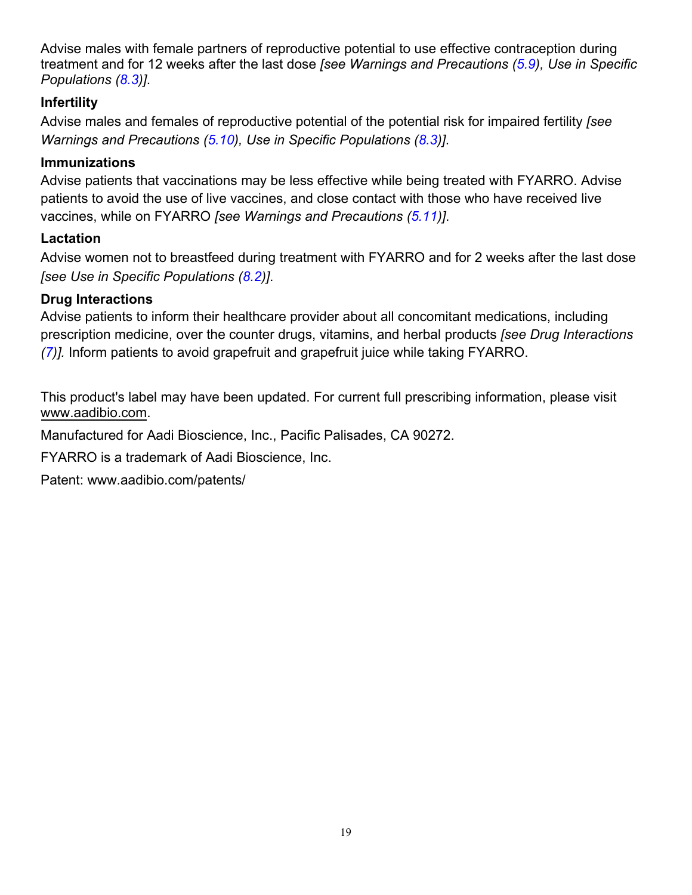Advise males with female partners of reproductive potential to use effective contraception during treatment and for 12 weeks after the last dose *[see Warnings and Precautions (5.9), Use in Specific Populations (8.3)]*.

**Infertility**

Advise males and females of reproductive potential of the potential risk for impaired fertility *[see Warnings and Precautions (5.10), Use in Specific Populations (8.3)]*.

**Immunizations**

Advise patients that vaccinations may be less effective while being treated with FYARRO. Advise patients to avoid the use of live vaccines, and close contact with those who have received live vaccines, while on FYARRO *[see Warnings and Precautions (5.11)]*.

**Lactation**

Advise women not to breastfeed during treatment with FYARRO and for 2 weeks after the last dose *[see Use in Specific Populations (8.2)]*.

**Drug Interactions**

Advise patients to inform their healthcare provider about all concomitant medications, including prescription medicine, over the counter drugs, vitamins, and herbal products *[see Drug Interactions (7)]*. Inform patients to avoid grapefruit and grapefruit juice while taking FYARRO.

This product's label may have been updated. For current full prescribing information, please visit www.aadibio.com.

Manufactured for Aadi Bioscience, Inc., Pacific Palisades, CA 90272.

FYARRO is a trademark of Aadi Bioscience, Inc.

Patent: www.aadibio.com/patents/